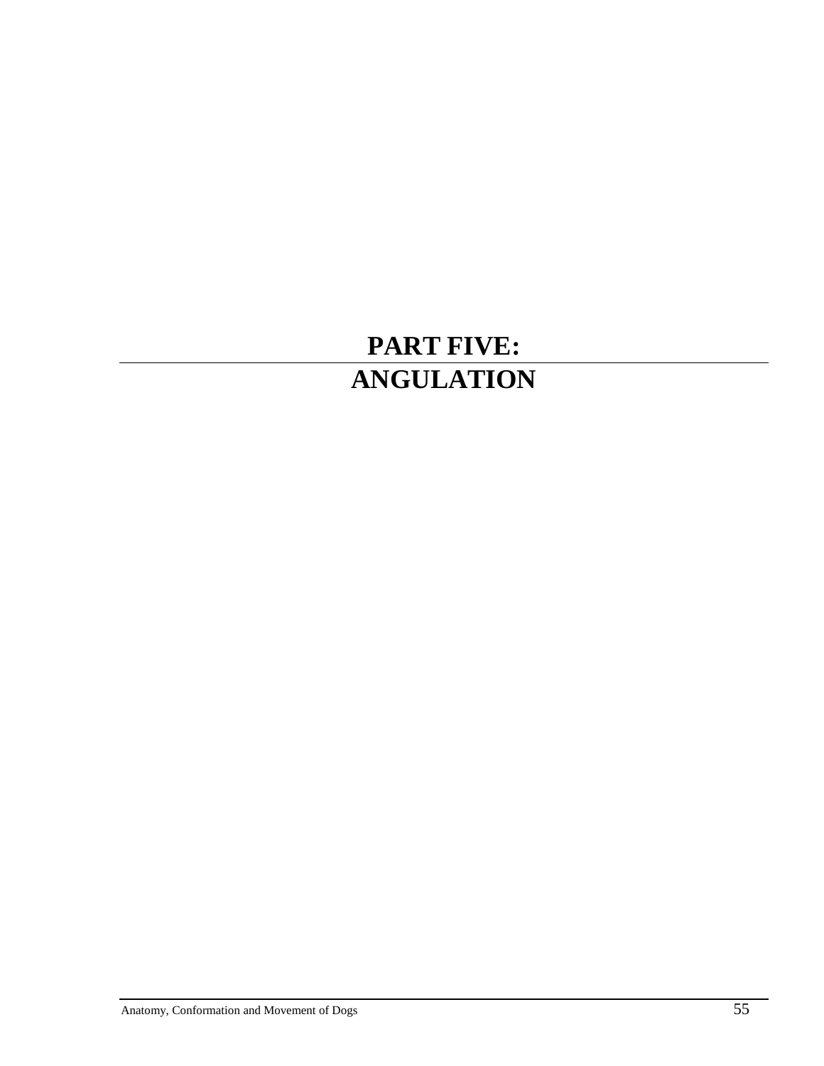# PART FIVE:
# ANGULATION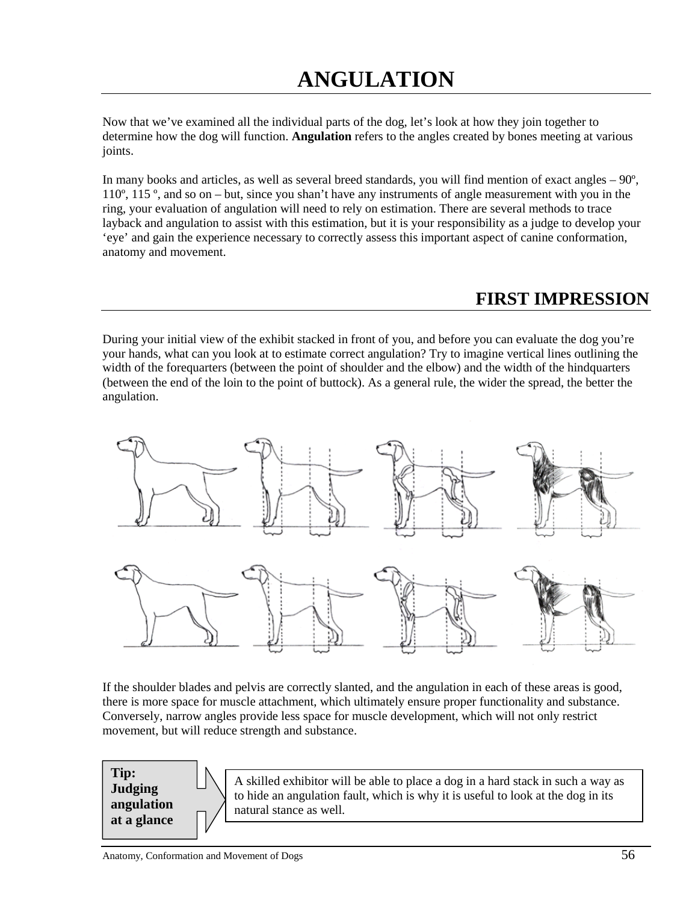# ANGULATION

Now that we've examined all the individual parts of the dog, let's look at how they join together to determine how the dog will function. **Angulation** refers to the angles created by bones meeting at various joints.

In many books and articles, as well as several breed standards, you will find mention of exact angles – 90º, 110º, 115 º, and so on – but, since you shan't have any instruments of angle measurement with you in the ring, your evaluation of angulation will need to rely on estimation. There are several methods to trace layback and angulation to assist with this estimation, but it is your responsibility as a judge to develop your 'eye' and gain the experience necessary to correctly assess this important aspect of canine conformation, anatomy and movement.

## FIRST IMPRESSION

During your initial view of the exhibit stacked in front of you, and before you can evaluate the dog you're your hands, what can you look at to estimate correct angulation? Try to imagine vertical lines outlining the width of the forequarters (between the point of shoulder and the elbow) and the width of the hindquarters (between the end of the loin to the point of buttock). As a general rule, the wider the spread, the better the angulation.

If the shoulder blades and pelvis are correctly slanted, and the angulation in each of these areas is good, there is more space for muscle attachment, which ultimately ensure proper functionality and substance. Conversely, narrow angles provide less space for muscle development, which will not only restrict movement, but will reduce strength and substance.

**Tip: Judging angulation at a glance**

A skilled exhibitor will be able to place a dog in a hard stack in such a way as to hide an angulation fault, which is why it is useful to look at the dog in its natural stance as well.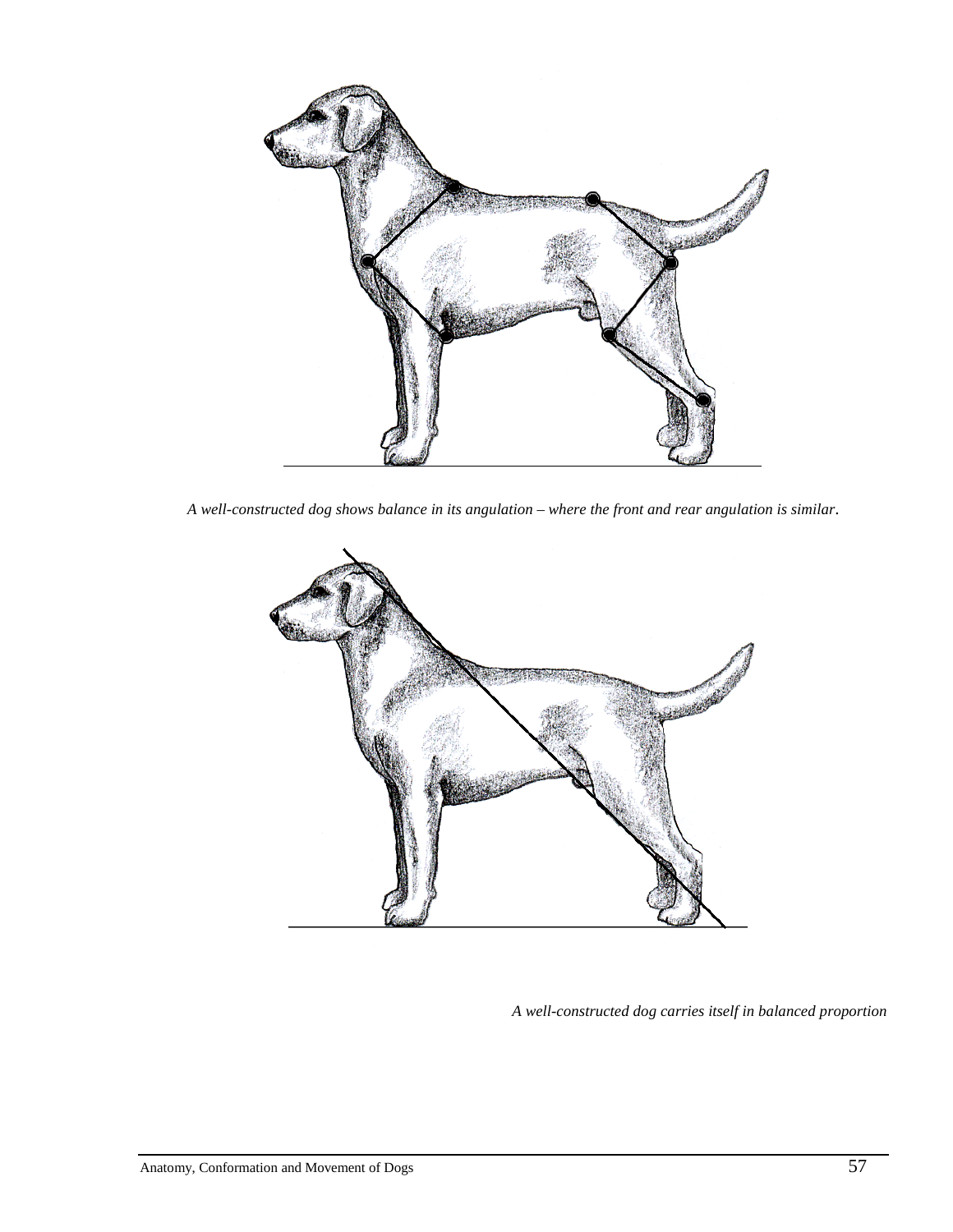*A well-constructed dog shows balance in its angulation – where the front and rear angulation is similar.*

*A well-constructed dog carries itself in balanced proportion*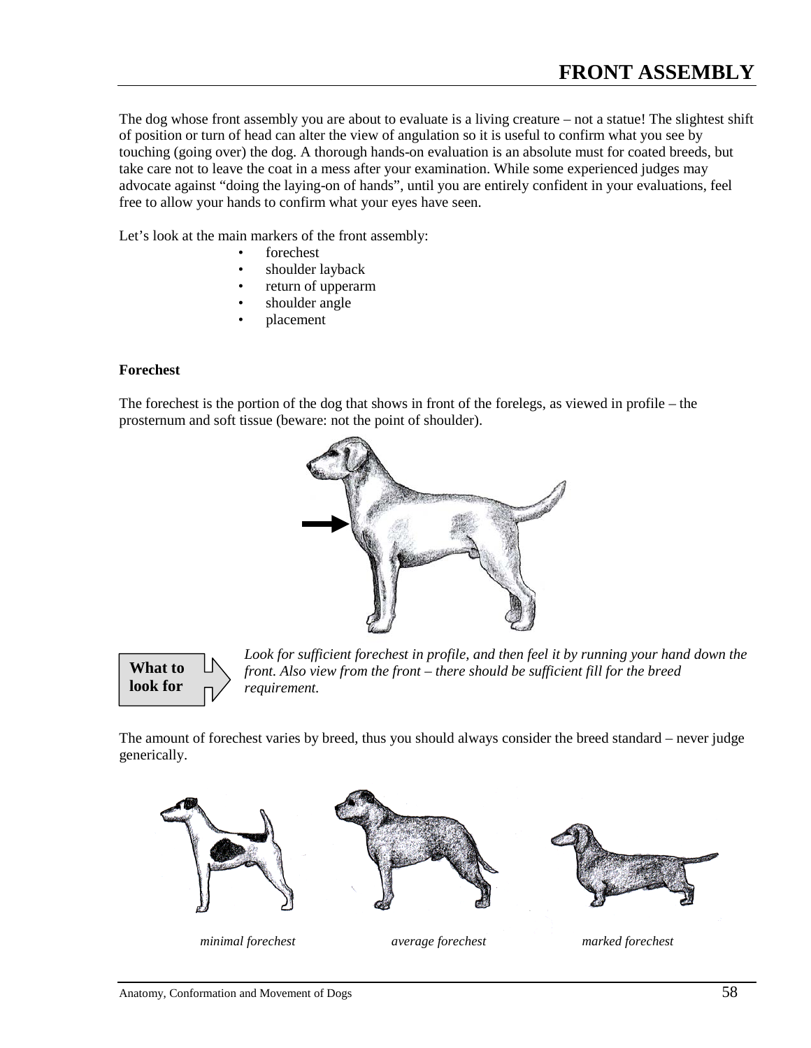# FRONT ASSEMBLY

The dog whose front assembly you are about to evaluate is a living creature – not a statue! The slightest shift of position or turn of head can alter the view of angulation so it is useful to confirm what you see by touching (going over) the dog. A thorough hands-on evaluation is an absolute must for coated breeds, but take care not to leave the coat in a mess after your examination. While some experienced judges may advocate against "doing the laying-on of hands", until you are entirely confident in your evaluations, feel free to allow your hands to confirm what your eyes have seen.

Let's look at the main markers of the front assembly:

- forechest
- shoulder layback
- return of upperarm
- shoulder angle
- placement

**Forechest**

The forechest is the portion of the dog that shows in front of the forelegs, as viewed in profile – the prosternum and soft tissue (beware: not the point of shoulder).

**What to look for**

*Look for sufficient forechest in profile, and then feel it by running your hand down the front. Also view from the front – there should be sufficient fill for the breed requirement.*

The amount of forechest varies by breed, thus you should always consider the breed standard – never judge generically.

*minimal forechest* *average forechest* *marked forechest*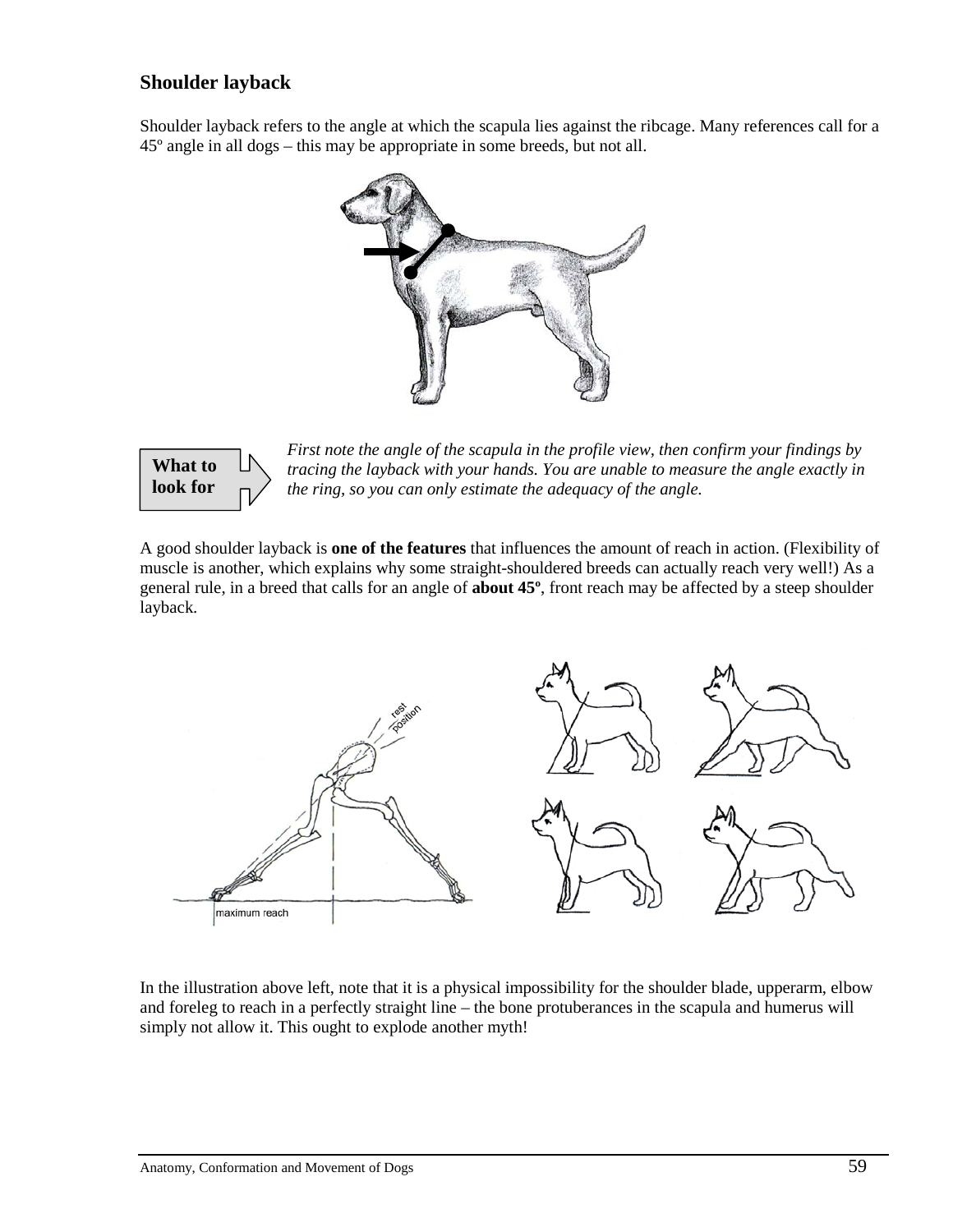## Shoulder layback

Shoulder layback refers to the angle at which the scapula lies against the ribcage. Many references call for a 45º angle in all dogs – this may be appropriate in some breeds, but not all.

**What to look for**

*First note the angle of the scapula in the profile view, then confirm your findings by tracing the layback with your hands. You are unable to measure the angle exactly in the ring, so you can only estimate the adequacy of the angle.*

A good shoulder layback is **one of the features** that influences the amount of reach in action. (Flexibility of muscle is another, which explains why some straight-shouldered breeds can actually reach very well!) As a general rule, in a breed that calls for an angle of **about 45º**, front reach may be affected by a steep shoulder layback.

In the illustration above left, note that it is a physical impossibility for the shoulder blade, upperarm, elbow and foreleg to reach in a perfectly straight line – the bone protuberances in the scapula and humerus will simply not allow it. This ought to explode another myth!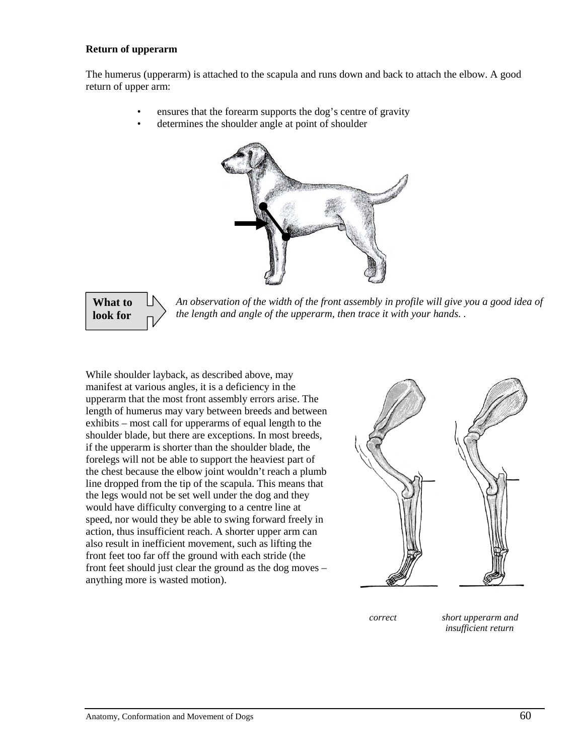**Return of upperarm**

The humerus (upperarm) is attached to the scapula and runs down and back to attach the elbow. A good return of upper arm:

- ensures that the forearm supports the dog's centre of gravity
- determines the shoulder angle at point of shoulder

**What to look for**

*An observation of the width of the front assembly in profile will give you a good idea of the length and angle of the upperarm, then trace it with your hands. .*

While shoulder layback, as described above, may manifest at various angles, it is a deficiency in the upperarm that the most front assembly errors arise. The length of humerus may vary between breeds and between exhibits – most call for upperarms of equal length to the shoulder blade, but there are exceptions. In most breeds, if the upperarm is shorter than the shoulder blade, the forelegs will not be able to support the heaviest part of the chest because the elbow joint wouldn't reach a plumb line dropped from the tip of the scapula. This means that the legs would not be set well under the dog and they would have difficulty converging to a centre line at speed, nor would they be able to swing forward freely in action, thus insufficient reach. A shorter upper arm can also result in inefficient movement, such as lifting the front feet too far off the ground with each stride (the front feet should just clear the ground as the dog moves – anything more is wasted motion).

*correct* *short upperarm and insufficient return*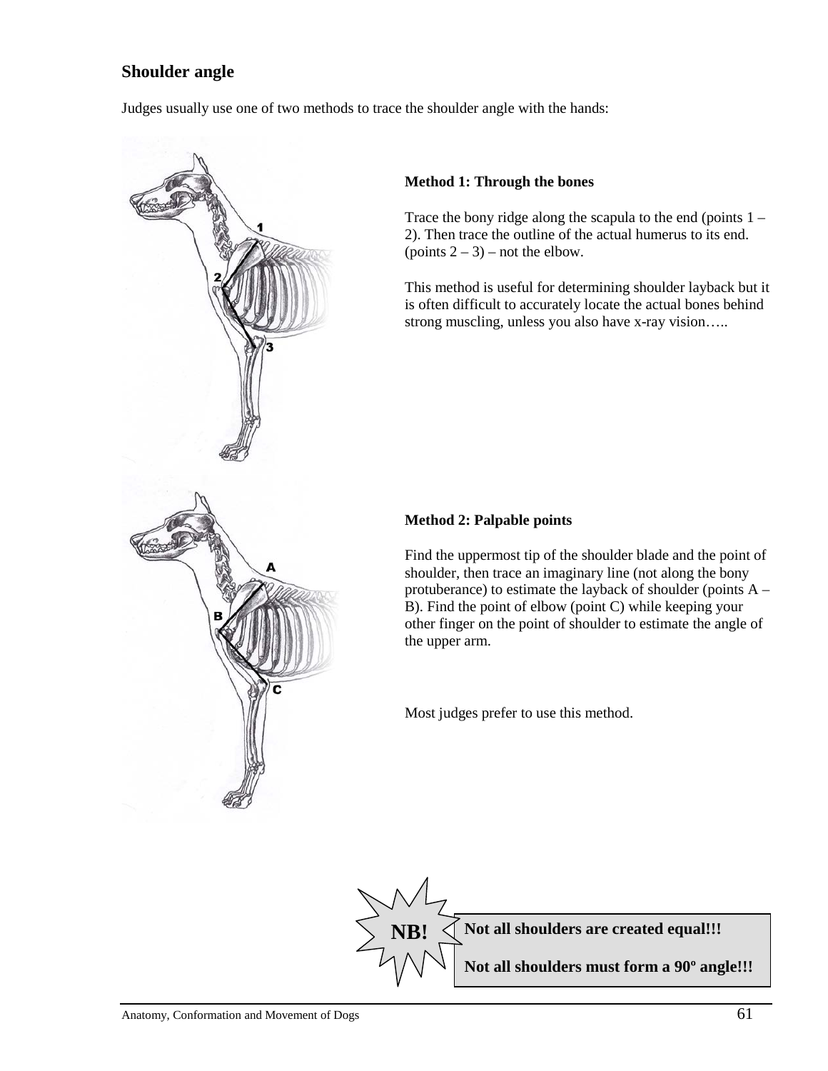## Shoulder angle

Judges usually use one of two methods to trace the shoulder angle with the hands:

**Method 1: Through the bones**

Trace the bony ridge along the scapula to the end (points 1 – 2). Then trace the outline of the actual humerus to its end. (points 2 – 3) – not the elbow.

This method is useful for determining shoulder layback but it is often difficult to accurately locate the actual bones behind strong muscling, unless you also have x-ray vision…..

**Method 2: Palpable points**

Find the uppermost tip of the shoulder blade and the point of shoulder, then trace an imaginary line (not along the bony protuberance) to estimate the layback of shoulder (points A – B). Find the point of elbow (point C) while keeping your other finger on the point of shoulder to estimate the angle of the upper arm.

Most judges prefer to use this method.

**NB!**

**Not all shoulders are created equal!!!**

**Not all shoulders must form a 90º angle!!!**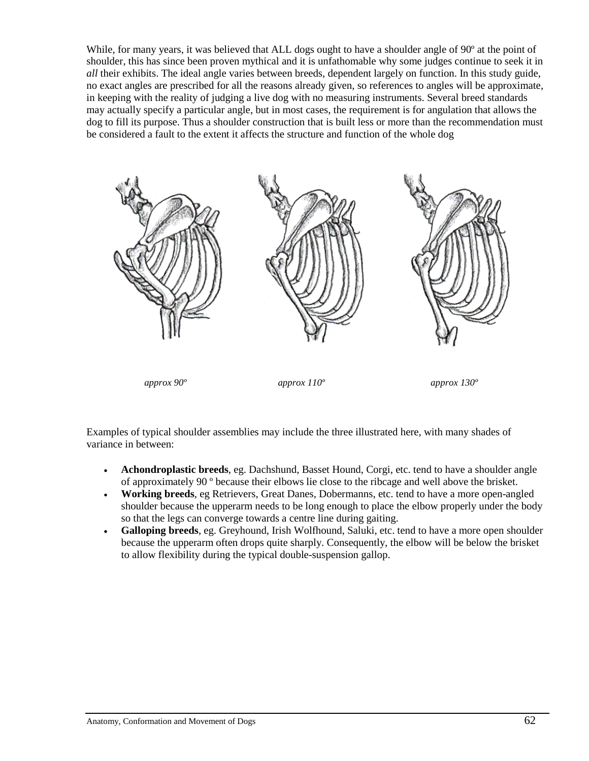While, for many years, it was believed that ALL dogs ought to have a shoulder angle of 90º at the point of shoulder, this has since been proven mythical and it is unfathomable why some judges continue to seek it in *all* their exhibits. The ideal angle varies between breeds, dependent largely on function. In this study guide, no exact angles are prescribed for all the reasons already given, so references to angles will be approximate, in keeping with the reality of judging a live dog with no measuring instruments. Several breed standards may actually specify a particular angle, but in most cases, the requirement is for angulation that allows the dog to fill its purpose. Thus a shoulder construction that is built less or more than the recommendation must be considered a fault to the extent it affects the structure and function of the whole dog

*approx 90º* *approx 110º* *approx 130º*

Examples of typical shoulder assemblies may include the three illustrated here, with many shades of variance in between:

- **Achondroplastic breeds**, eg. Dachshund, Basset Hound, Corgi, etc. tend to have a shoulder angle of approximately 90 º because their elbows lie close to the ribcage and well above the brisket.
- **Working breeds**, eg Retrievers, Great Danes, Dobermanns, etc. tend to have a more open-angled shoulder because the upperarm needs to be long enough to place the elbow properly under the body so that the legs can converge towards a centre line during gaiting.
- **Galloping breeds**, eg. Greyhound, Irish Wolfhound, Saluki, etc. tend to have a more open shoulder because the upperarm often drops quite sharply. Consequently, the elbow will be below the brisket to allow flexibility during the typical double-suspension gallop.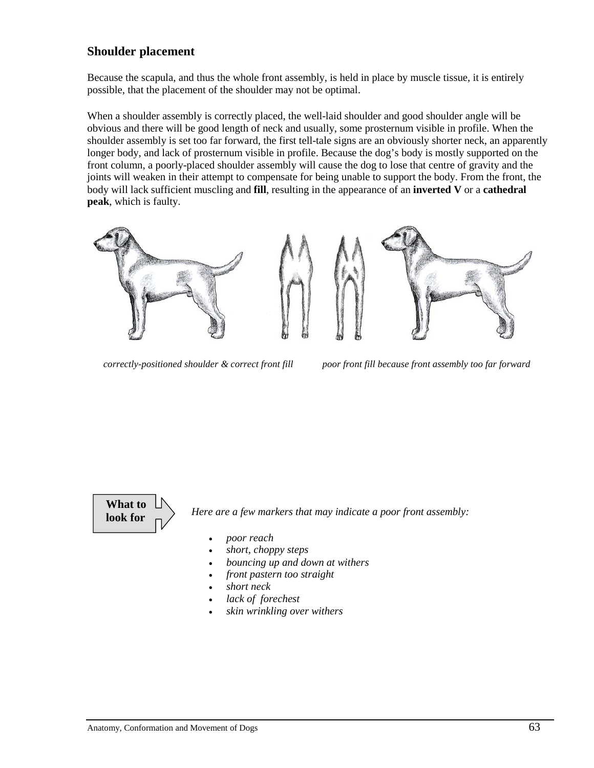## Shoulder placement

Because the scapula, and thus the whole front assembly, is held in place by muscle tissue, it is entirely possible, that the placement of the shoulder may not be optimal.

When a shoulder assembly is correctly placed, the well-laid shoulder and good shoulder angle will be obvious and there will be good length of neck and usually, some prosternum visible in profile. When the shoulder assembly is set too far forward, the first tell-tale signs are an obviously shorter neck, an apparently longer body, and lack of prosternum visible in profile. Because the dog's body is mostly supported on the front column, a poorly-placed shoulder assembly will cause the dog to lose that centre of gravity and the joints will weaken in their attempt to compensate for being unable to support the body. From the front, the body will lack sufficient muscling and **fill**, resulting in the appearance of an **inverted V** or a **cathedral peak**, which is faulty.

*correctly-positioned shoulder & correct front fill*

*poor front fill because front assembly too far forward*

**What to look for**

*Here are a few markers that may indicate a poor front assembly:*

- *poor reach*
- *short, choppy steps*
- *bouncing up and down at withers*
- *front pastern too straight*
- *short neck*
- *lack of forechest*
- *skin wrinkling over withers*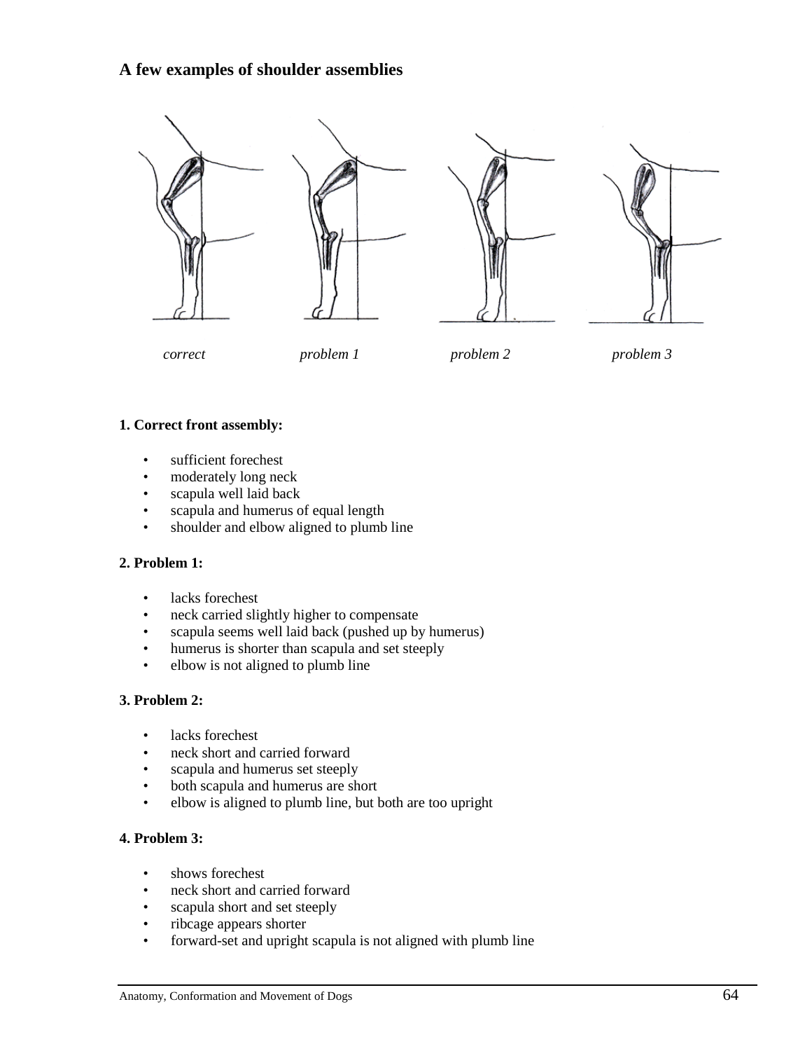## A few examples of shoulder assemblies

*correct* *problem 1* *problem 2* *problem 3*

**1. Correct front assembly:**

- sufficient forechest
- moderately long neck
- scapula well laid back
- scapula and humerus of equal length
- shoulder and elbow aligned to plumb line

**2. Problem 1:**

- lacks forechest
- neck carried slightly higher to compensate
- scapula seems well laid back (pushed up by humerus)
- humerus is shorter than scapula and set steeply
- elbow is not aligned to plumb line

**3. Problem 2:**

- lacks forechest
- neck short and carried forward
- scapula and humerus set steeply
- both scapula and humerus are short
- elbow is aligned to plumb line, but both are too upright

**4. Problem 3:**

- shows forechest
- neck short and carried forward
- scapula short and set steeply
- ribcage appears shorter
- forward-set and upright scapula is not aligned with plumb line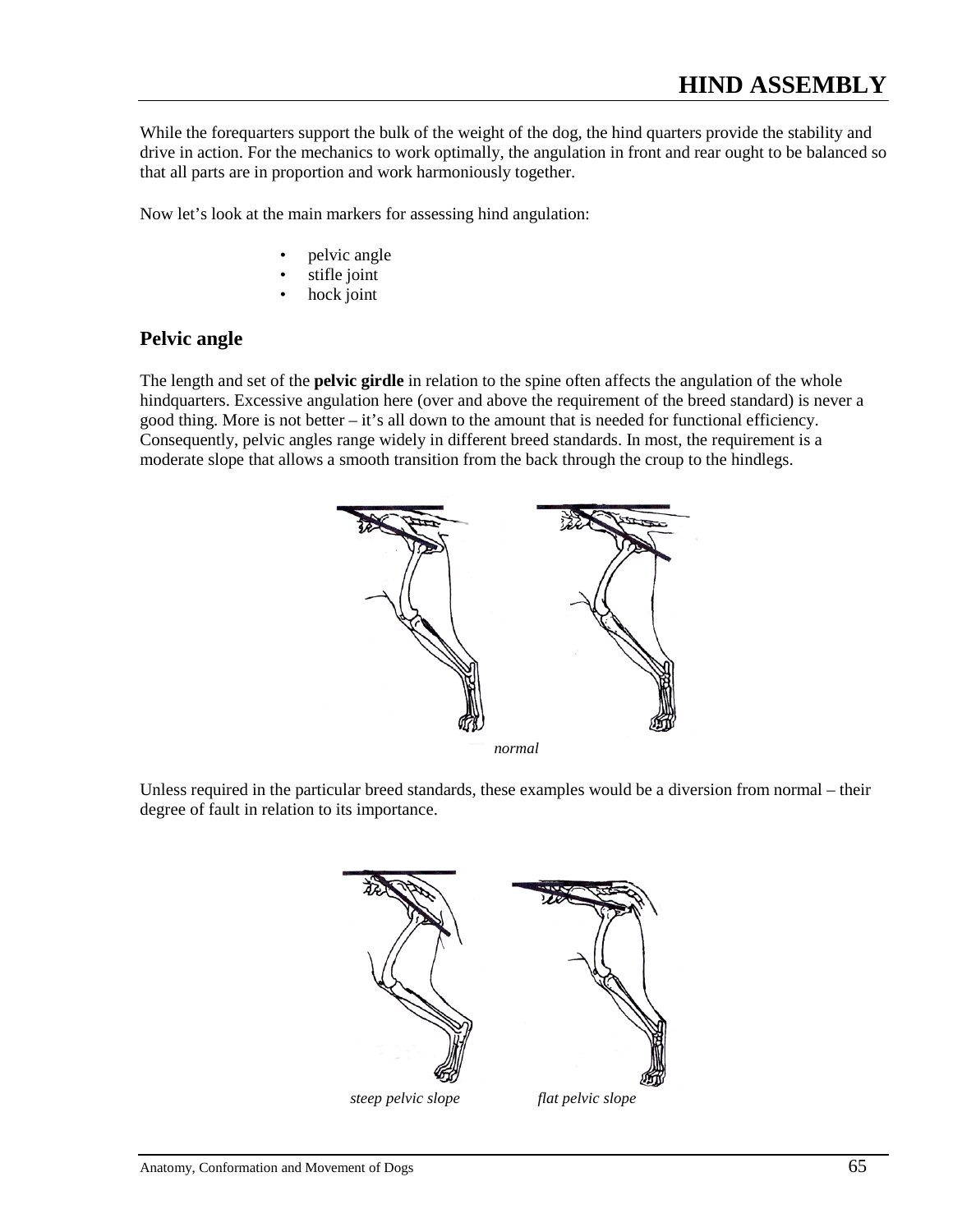# HIND ASSEMBLY

While the forequarters support the bulk of the weight of the dog, the hind quarters provide the stability and drive in action. For the mechanics to work optimally, the angulation in front and rear ought to be balanced so that all parts are in proportion and work harmoniously together.

Now let's look at the main markers for assessing hind angulation:

- pelvic angle
- stifle joint
- hock joint

## Pelvic angle

The length and set of the **pelvic girdle** in relation to the spine often affects the angulation of the whole hindquarters. Excessive angulation here (over and above the requirement of the breed standard) is never a good thing. More is not better – it's all down to the amount that is needed for functional efficiency. Consequently, pelvic angles range widely in different breed standards. In most, the requirement is a moderate slope that allows a smooth transition from the back through the croup to the hindlegs.

*normal*

Unless required in the particular breed standards, these examples would be a diversion from normal – their degree of fault in relation to its importance.

*steep pelvic slope* *flat pelvic slope*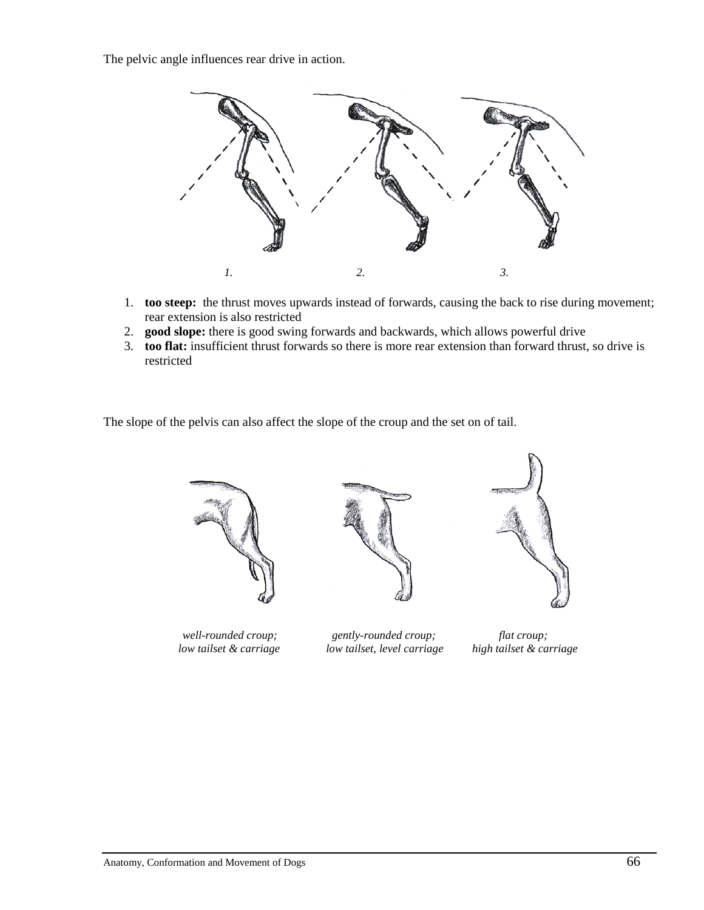The pelvic angle influences rear drive in action.

*1.* *2.* *3.*

1. **too steep:** the thrust moves upwards instead of forwards, causing the back to rise during movement; rear extension is also restricted
2. **good slope:** there is good swing forwards and backwards, which allows powerful drive
3. **too flat:** insufficient thrust forwards so there is more rear extension than forward thrust, so drive is restricted

The slope of the pelvis can also affect the slope of the croup and the set on of tail.

*well-rounded croup; low tailset & carriage*

*gently-rounded croup; low tailset, level carriage*

*flat croup; high tailset & carriage*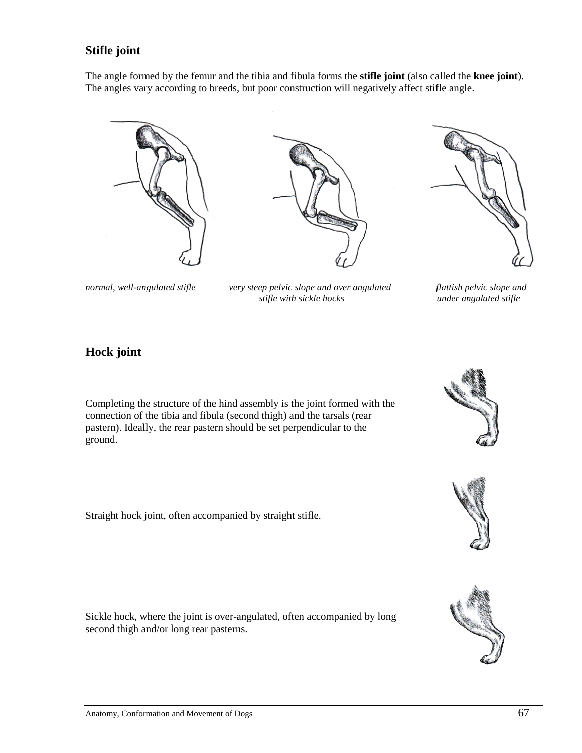## Stifle joint

The angle formed by the femur and the tibia and fibula forms the **stifle joint** (also called the **knee joint**). The angles vary according to breeds, but poor construction will negatively affect stifle angle.

*normal, well-angulated stifle*

*very steep pelvic slope and over angulated stifle with sickle hocks*

*flattish pelvic slope and under angulated stifle*

## Hock joint

Completing the structure of the hind assembly is the joint formed with the connection of the tibia and fibula (second thigh) and the tarsals (rear pastern). Ideally, the rear pastern should be set perpendicular to the ground.

Straight hock joint, often accompanied by straight stifle.

Sickle hock, where the joint is over-angulated, often accompanied by long second thigh and/or long rear pasterns.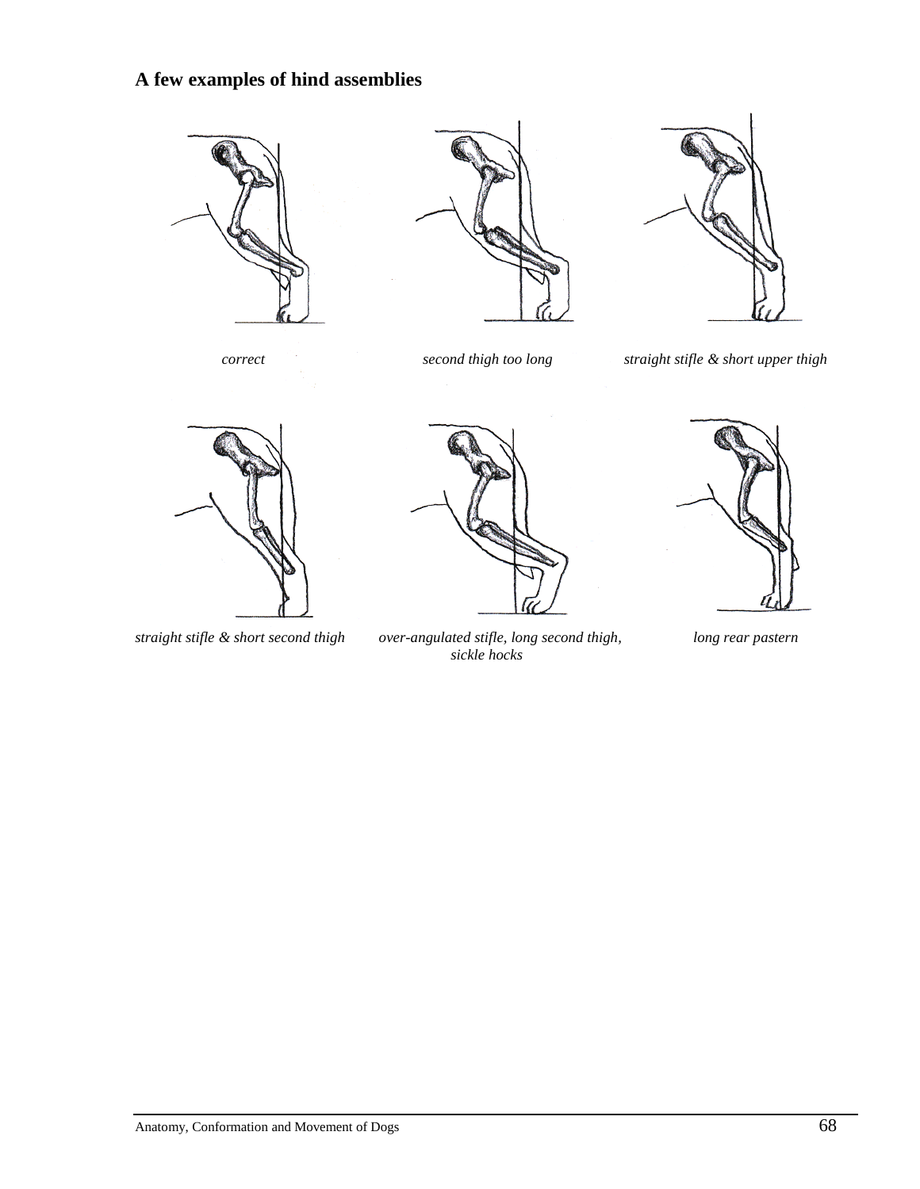## A few examples of hind assemblies

*correct*

*second thigh too long*

*straight stifle & short upper thigh*

*straight stifle & short second thigh*

*over-angulated stifle, long second thigh, sickle hocks*

*long rear pastern*